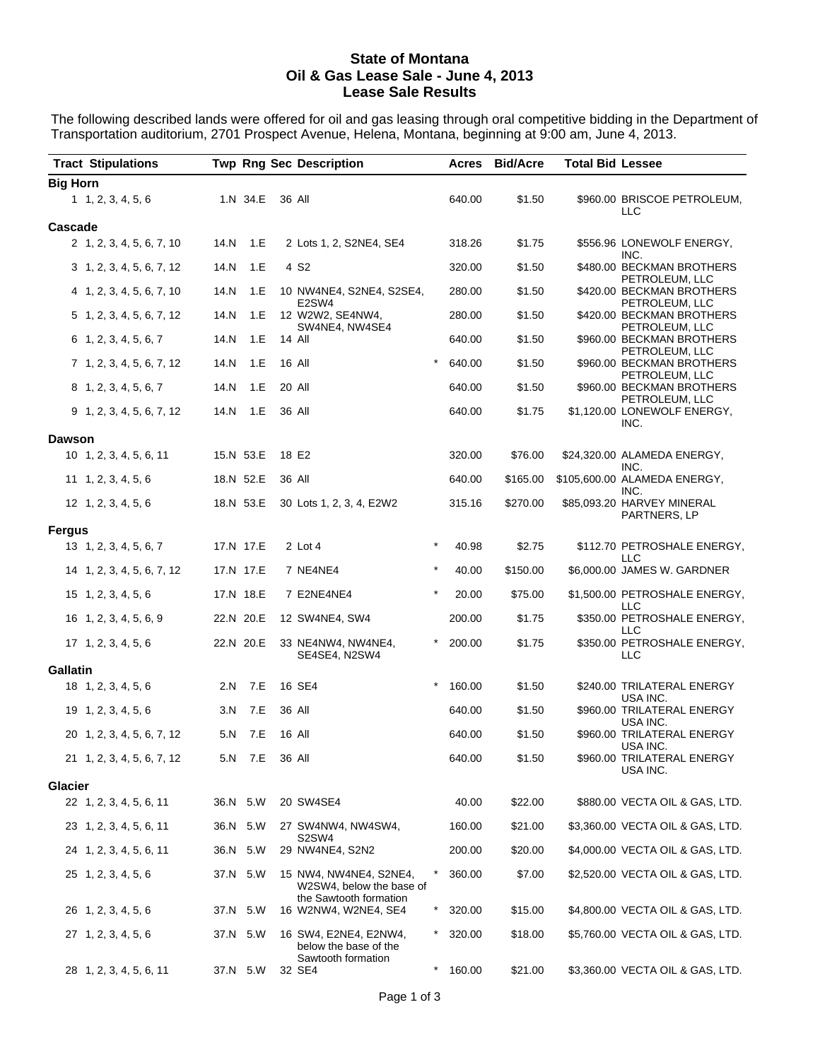# State of Montana
## Oil & Gas Lease Sale - June 4, 2013
## Lease Sale Results

The following described lands were offered for oil and gas leasing through oral competitive bidding in the Department of Transportation auditorium, 2701 Prospect Avenue, Helena, Montana, beginning at 9:00 am, June 4, 2013.

| Tract | Stipulations | Twp | Rng | Sec | Description | | Acres | Bid/Acre | Total Bid | Lessee |
|---|---|---|---|---|---|---|---|---|---|---|
| **Big Horn** | | | | | | | | | | |
| 1 | 1, 2, 3, 4, 5, 6 | 1.N | 34.E | 36 | All | | 640.00 | $1.50 | $960.00 | BRISCOE PETROLEUM, LLC |
| **Cascade** | | | | | | | | | | |
| 2 | 1, 2, 3, 4, 5, 6, 7, 10 | 14.N | 1.E | 2 | Lots 1, 2, S2NE4, SE4 | | 318.26 | $1.75 | $556.96 | LONEWOLF ENERGY, INC. |
| 3 | 1, 2, 3, 4, 5, 6, 7, 12 | 14.N | 1.E | 4 | S2 | | 320.00 | $1.50 | $480.00 | BECKMAN BROTHERS PETROLEUM, LLC |
| 4 | 1, 2, 3, 4, 5, 6, 7, 10 | 14.N | 1.E | 10 | NW4NE4, S2NE4, S2SE4, E2SW4 | | 280.00 | $1.50 | $420.00 | BECKMAN BROTHERS PETROLEUM, LLC |
| 5 | 1, 2, 3, 4, 5, 6, 7, 12 | 14.N | 1.E | 12 | W2W2, SE4NW4, SW4NE4, NW4SE4 | | 280.00 | $1.50 | $420.00 | BECKMAN BROTHERS PETROLEUM, LLC |
| 6 | 1, 2, 3, 4, 5, 6, 7 | 14.N | 1.E | 14 | All | | 640.00 | $1.50 | $960.00 | BECKMAN BROTHERS PETROLEUM, LLC |
| 7 | 1, 2, 3, 4, 5, 6, 7, 12 | 14.N | 1.E | 16 | All | * | 640.00 | $1.50 | $960.00 | BECKMAN BROTHERS PETROLEUM, LLC |
| 8 | 1, 2, 3, 4, 5, 6, 7 | 14.N | 1.E | 20 | All | | 640.00 | $1.50 | $960.00 | BECKMAN BROTHERS PETROLEUM, LLC |
| 9 | 1, 2, 3, 4, 5, 6, 7, 12 | 14.N | 1.E | 36 | All | | 640.00 | $1.75 | $1,120.00 | LONEWOLF ENERGY, INC. |
| **Dawson** | | | | | | | | | | |
| 10 | 1, 2, 3, 4, 5, 6, 11 | 15.N | 53.E | 18 | E2 | | 320.00 | $76.00 | $24,320.00 | ALAMEDA ENERGY, INC. |
| 11 | 1, 2, 3, 4, 5, 6 | 18.N | 52.E | 36 | All | | 640.00 | $165.00 | $105,600.00 | ALAMEDA ENERGY, INC. |
| 12 | 1, 2, 3, 4, 5, 6 | 18.N | 53.E | 30 | Lots 1, 2, 3, 4, E2W2 | | 315.16 | $270.00 | $85,093.20 | HARVEY MINERAL PARTNERS, LP |
| **Fergus** | | | | | | | | | | |
| 13 | 1, 2, 3, 4, 5, 6, 7 | 17.N | 17.E | 2 | Lot 4 | * | 40.98 | $2.75 | $112.70 | PETROSHALE ENERGY, LLC |
| 14 | 1, 2, 3, 4, 5, 6, 7, 12 | 17.N | 17.E | 7 | NE4NE4 | * | 40.00 | $150.00 | $6,000.00 | JAMES W. GARDNER |
| 15 | 1, 2, 3, 4, 5, 6 | 17.N | 18.E | 7 | E2NE4NE4 | * | 20.00 | $75.00 | $1,500.00 | PETROSHALE ENERGY, LLC |
| 16 | 1, 2, 3, 4, 5, 6, 9 | 22.N | 20.E | 12 | SW4NE4, SW4 | | 200.00 | $1.75 | $350.00 | PETROSHALE ENERGY, LLC |
| 17 | 1, 2, 3, 4, 5, 6 | 22.N | 20.E | 33 | NE4NW4, NW4NE4, SE4SE4, N2SW4 | * | 200.00 | $1.75 | $350.00 | PETROSHALE ENERGY, LLC |
| **Gallatin** | | | | | | | | | | |
| 18 | 1, 2, 3, 4, 5, 6 | 2.N | 7.E | 16 | SE4 | * | 160.00 | $1.50 | $240.00 | TRILATERAL ENERGY USA INC. |
| 19 | 1, 2, 3, 4, 5, 6 | 3.N | 7.E | 36 | All | | 640.00 | $1.50 | $960.00 | TRILATERAL ENERGY USA INC. |
| 20 | 1, 2, 3, 4, 5, 6, 7, 12 | 5.N | 7.E | 16 | All | | 640.00 | $1.50 | $960.00 | TRILATERAL ENERGY USA INC. |
| 21 | 1, 2, 3, 4, 5, 6, 7, 12 | 5.N | 7.E | 36 | All | | 640.00 | $1.50 | $960.00 | TRILATERAL ENERGY USA INC. |
| **Glacier** | | | | | | | | | | |
| 22 | 1, 2, 3, 4, 5, 6, 11 | 36.N | 5.W | 20 | SW4SE4 | | 40.00 | $22.00 | $880.00 | VECTA OIL & GAS, LTD. |
| 23 | 1, 2, 3, 4, 5, 6, 11 | 36.N | 5.W | 27 | SW4NW4, NW4SW4, S2SW4 | | 160.00 | $21.00 | $3,360.00 | VECTA OIL & GAS, LTD. |
| 24 | 1, 2, 3, 4, 5, 6, 11 | 36.N | 5.W | 29 | NW4NE4, S2N2 | | 200.00 | $20.00 | $4,000.00 | VECTA OIL & GAS, LTD. |
| 25 | 1, 2, 3, 4, 5, 6 | 37.N | 5.W | 15 | NW4, NW4NE4, S2NE4, W2SW4, below the base of the Sawtooth formation | * | 360.00 | $7.00 | $2,520.00 | VECTA OIL & GAS, LTD. |
| 26 | 1, 2, 3, 4, 5, 6 | 37.N | 5.W | 16 | W2NW4, W2NE4, SE4 | * | 320.00 | $15.00 | $4,800.00 | VECTA OIL & GAS, LTD. |
| 27 | 1, 2, 3, 4, 5, 6 | 37.N | 5.W | 16 | SW4, E2NE4, E2NW4, below the base of the Sawtooth formation | * | 320.00 | $18.00 | $5,760.00 | VECTA OIL & GAS, LTD. |
| 28 | 1, 2, 3, 4, 5, 6, 11 | 37.N | 5.W | 32 | SE4 | * | 160.00 | $21.00 | $3,360.00 | VECTA OIL & GAS, LTD. |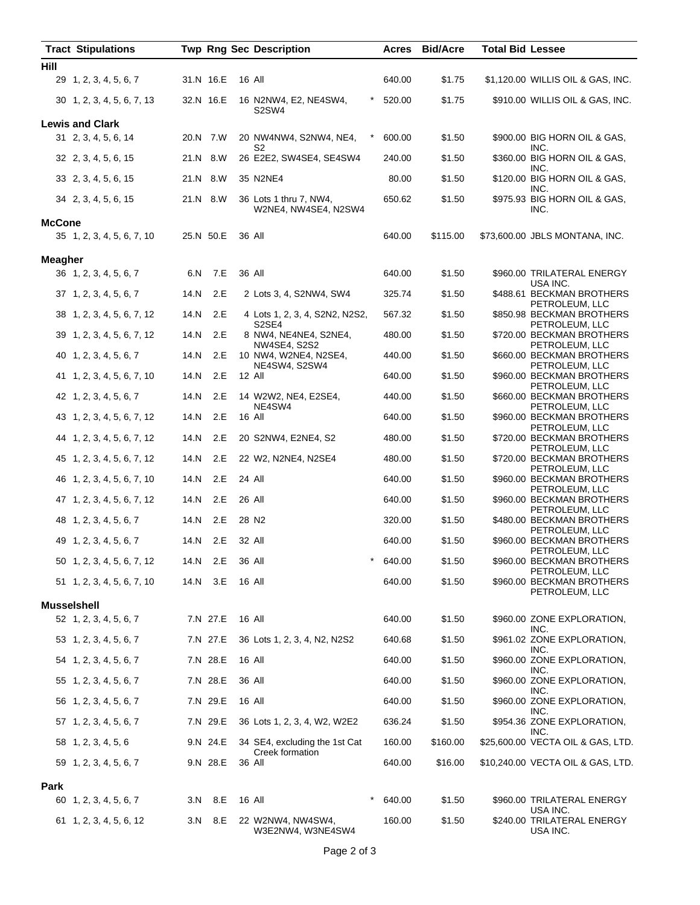| Tract | Stipulations | Twp | Rng | Sec | Description | | Acres | Bid/Acre | Total Bid | Lessee |
|---|---|---|---|---|---|---|---|---|---|---|
| **Hill** | | | | | | | | | | |
| 29 | 1, 2, 3, 4, 5, 6, 7 | 31.N | 16.E | 16 | All | | 640.00 | $1.75 | $1,120.00 | WILLIS OIL & GAS, INC. |
| 30 | 1, 2, 3, 4, 5, 6, 7, 13 | 32.N | 16.E | 16 | N2NW4, E2, NE4SW4, S2SW4 | * | 520.00 | $1.75 | $910.00 | WILLIS OIL & GAS, INC. |
| **Lewis and Clark** | | | | | | | | | | |
| 31 | 2, 3, 4, 5, 6, 14 | 20.N | 7.W | 20 | NW4NW4, S2NW4, NE4, S2 | * | 600.00 | $1.50 | $900.00 | BIG HORN OIL & GAS, INC. |
| 32 | 2, 3, 4, 5, 6, 15 | 21.N | 8.W | 26 | E2E2, SW4SE4, SE4SW4 | | 240.00 | $1.50 | $360.00 | BIG HORN OIL & GAS, INC. |
| 33 | 2, 3, 4, 5, 6, 15 | 21.N | 8.W | 35 | N2NE4 | | 80.00 | $1.50 | $120.00 | BIG HORN OIL & GAS, INC. |
| 34 | 2, 3, 4, 5, 6, 15 | 21.N | 8.W | 36 | Lots 1 thru 7, NW4, W2NE4, NW4SE4, N2SW4 | | 650.62 | $1.50 | $975.93 | BIG HORN OIL & GAS, INC. |
| **McCone** | | | | | | | | | | |
| 35 | 1, 2, 3, 4, 5, 6, 7, 10 | 25.N | 50.E | 36 | All | | 640.00 | $115.00 | $73,600.00 | JBLS MONTANA, INC. |
| **Meagher** | | | | | | | | | | |
| 36 | 1, 2, 3, 4, 5, 6, 7 | 6.N | 7.E | 36 | All | | 640.00 | $1.50 | $960.00 | TRILATERAL ENERGY USA INC. |
| 37 | 1, 2, 3, 4, 5, 6, 7 | 14.N | 2.E | 2 | Lots 3, 4, S2NW4, SW4 | | 325.74 | $1.50 | $488.61 | BECKMAN BROTHERS PETROLEUM, LLC |
| 38 | 1, 2, 3, 4, 5, 6, 7, 12 | 14.N | 2.E | 4 | Lots 1, 2, 3, 4, S2N2, N2S2, S2SE4 | | 567.32 | $1.50 | $850.98 | BECKMAN BROTHERS PETROLEUM, LLC |
| 39 | 1, 2, 3, 4, 5, 6, 7, 12 | 14.N | 2.E | 8 | NW4, NE4NE4, S2NE4, NW4SE4, S2S2 | | 480.00 | $1.50 | $720.00 | BECKMAN BROTHERS PETROLEUM, LLC |
| 40 | 1, 2, 3, 4, 5, 6, 7 | 14.N | 2.E | 10 | NW4, W2NE4, N2SE4, NE4SW4, S2SW4 | | 440.00 | $1.50 | $660.00 | BECKMAN BROTHERS PETROLEUM, LLC |
| 41 | 1, 2, 3, 4, 5, 6, 7, 10 | 14.N | 2.E | 12 | All | | 640.00 | $1.50 | $960.00 | BECKMAN BROTHERS PETROLEUM, LLC |
| 42 | 1, 2, 3, 4, 5, 6, 7 | 14.N | 2.E | 14 | W2W2, NE4, E2SE4, NE4SW4 | | 440.00 | $1.50 | $660.00 | BECKMAN BROTHERS PETROLEUM, LLC |
| 43 | 1, 2, 3, 4, 5, 6, 7, 12 | 14.N | 2.E | 16 | All | | 640.00 | $1.50 | $960.00 | BECKMAN BROTHERS PETROLEUM, LLC |
| 44 | 1, 2, 3, 4, 5, 6, 7, 12 | 14.N | 2.E | 20 | S2NW4, E2NE4, S2 | | 480.00 | $1.50 | $720.00 | BECKMAN BROTHERS PETROLEUM, LLC |
| 45 | 1, 2, 3, 4, 5, 6, 7, 12 | 14.N | 2.E | 22 | W2, N2NE4, N2SE4 | | 480.00 | $1.50 | $720.00 | BECKMAN BROTHERS PETROLEUM, LLC |
| 46 | 1, 2, 3, 4, 5, 6, 7, 10 | 14.N | 2.E | 24 | All | | 640.00 | $1.50 | $960.00 | BECKMAN BROTHERS PETROLEUM, LLC |
| 47 | 1, 2, 3, 4, 5, 6, 7, 12 | 14.N | 2.E | 26 | All | | 640.00 | $1.50 | $960.00 | BECKMAN BROTHERS PETROLEUM, LLC |
| 48 | 1, 2, 3, 4, 5, 6, 7 | 14.N | 2.E | 28 | N2 | | 320.00 | $1.50 | $480.00 | BECKMAN BROTHERS PETROLEUM, LLC |
| 49 | 1, 2, 3, 4, 5, 6, 7 | 14.N | 2.E | 32 | All | | 640.00 | $1.50 | $960.00 | BECKMAN BROTHERS PETROLEUM, LLC |
| 50 | 1, 2, 3, 4, 5, 6, 7, 12 | 14.N | 2.E | 36 | All | * | 640.00 | $1.50 | $960.00 | BECKMAN BROTHERS PETROLEUM, LLC |
| 51 | 1, 2, 3, 4, 5, 6, 7, 10 | 14.N | 3.E | 16 | All | | 640.00 | $1.50 | $960.00 | BECKMAN BROTHERS PETROLEUM, LLC |
| **Musselshell** | | | | | | | | | | |
| 52 | 1, 2, 3, 4, 5, 6, 7 | 7.N | 27.E | 16 | All | | 640.00 | $1.50 | $960.00 | ZONE EXPLORATION, INC. |
| 53 | 1, 2, 3, 4, 5, 6, 7 | 7.N | 27.E | 36 | Lots 1, 2, 3, 4, N2, N2S2 | | 640.68 | $1.50 | $961.02 | ZONE EXPLORATION, INC. |
| 54 | 1, 2, 3, 4, 5, 6, 7 | 7.N | 28.E | 16 | All | | 640.00 | $1.50 | $960.00 | ZONE EXPLORATION, INC. |
| 55 | 1, 2, 3, 4, 5, 6, 7 | 7.N | 28.E | 36 | All | | 640.00 | $1.50 | $960.00 | ZONE EXPLORATION, INC. |
| 56 | 1, 2, 3, 4, 5, 6, 7 | 7.N | 29.E | 16 | All | | 640.00 | $1.50 | $960.00 | ZONE EXPLORATION, INC. |
| 57 | 1, 2, 3, 4, 5, 6, 7 | 7.N | 29.E | 36 | Lots 1, 2, 3, 4, W2, W2E2 | | 636.24 | $1.50 | $954.36 | ZONE EXPLORATION, INC. |
| 58 | 1, 2, 3, 4, 5, 6 | 9.N | 24.E | 34 | SE4, excluding the 1st Cat Creek formation | | 160.00 | $160.00 | $25,600.00 | VECTA OIL & GAS, LTD. |
| 59 | 1, 2, 3, 4, 5, 6, 7 | 9.N | 28.E | 36 | All | | 640.00 | $16.00 | $10,240.00 | VECTA OIL & GAS, LTD. |
| **Park** | | | | | | | | | | |
| 60 | 1, 2, 3, 4, 5, 6, 7 | 3.N | 8.E | 16 | All | * | 640.00 | $1.50 | $960.00 | TRILATERAL ENERGY USA INC. |
| 61 | 1, 2, 3, 4, 5, 6, 12 | 3.N | 8.E | 22 | W2NW4, NW4SW4, W3E2NW4, W3NE4SW4 | | 160.00 | $1.50 | $240.00 | TRILATERAL ENERGY USA INC. |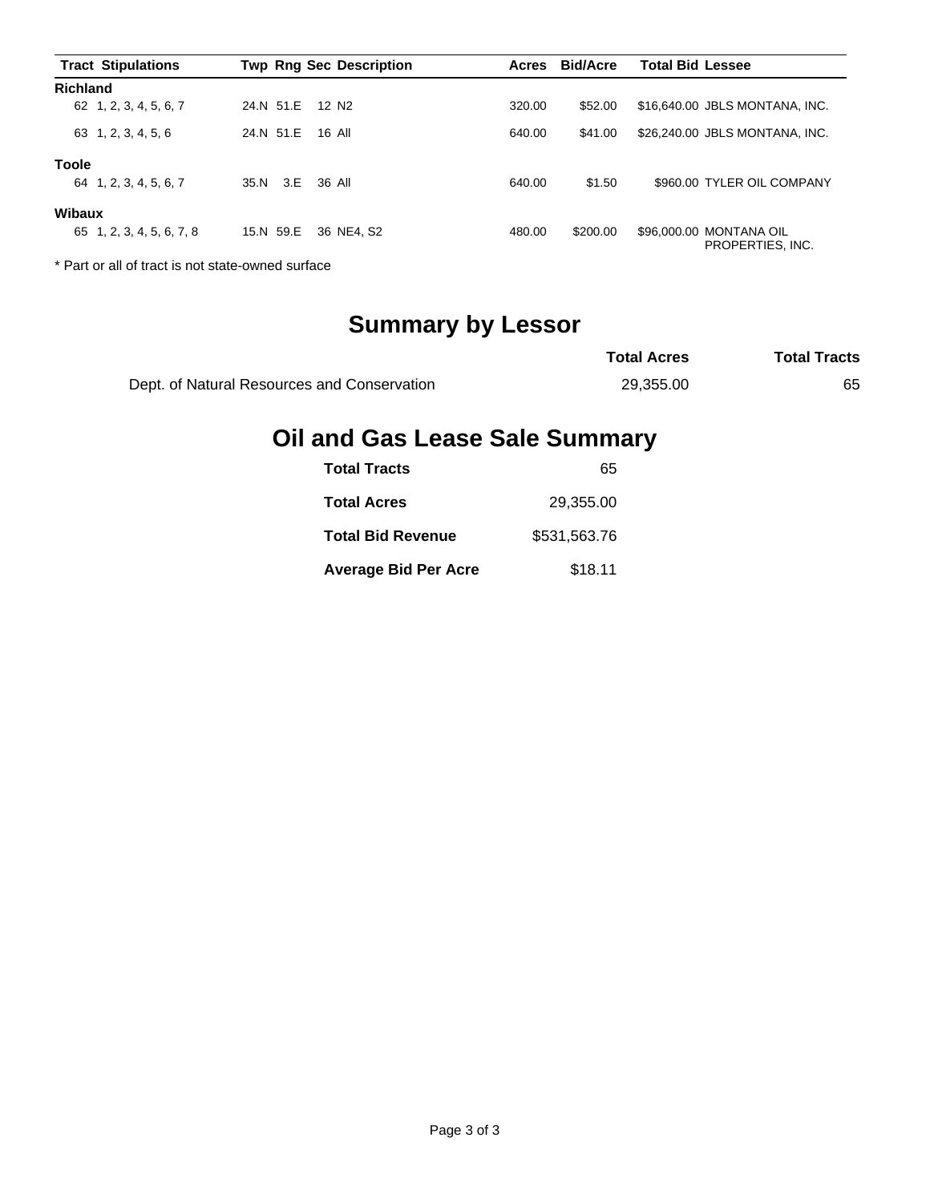| Tract | Stipulations | Twp | Rng | Sec | Description | Acres | Bid/Acre | Total Bid | Lessee |
|---|---|---|---|---|---|---|---|---|---|
| **Richland** | | | | | | | | | |
| 62 | 1, 2, 3, 4, 5, 6, 7 | 24.N | 51.E | 12 | N2 | 320.00 | $52.00 | $16,640.00 | JBLS MONTANA, INC. |
| 63 | 1, 2, 3, 4, 5, 6 | 24.N | 51.E | 16 | All | 640.00 | $41.00 | $26,240.00 | JBLS MONTANA, INC. |
| **Toole** | | | | | | | | | |
| 64 | 1, 2, 3, 4, 5, 6, 7 | 35.N | 3.E | 36 | All | 640.00 | $1.50 | $960.00 | TYLER OIL COMPANY |
| **Wibaux** | | | | | | | | | |
| 65 | 1, 2, 3, 4, 5, 6, 7, 8 | 15.N | 59.E | 36 | NE4, S2 | 480.00 | $200.00 | $96,000.00 | MONTANA OIL PROPERTIES, INC. |

* Part or all of tract is not state-owned surface

## Summary by Lessor

| | Total Acres | Total Tracts |
|---|---|---|
| Dept. of Natural Resources and Conservation | 29,355.00 | 65 |

## Oil and Gas Lease Sale Summary

| | |
|---|---|
| **Total Tracts** | 65 |
| **Total Acres** | 29,355.00 |
| **Total Bid Revenue** | $531,563.76 |
| **Average Bid Per Acre** | $18.11 |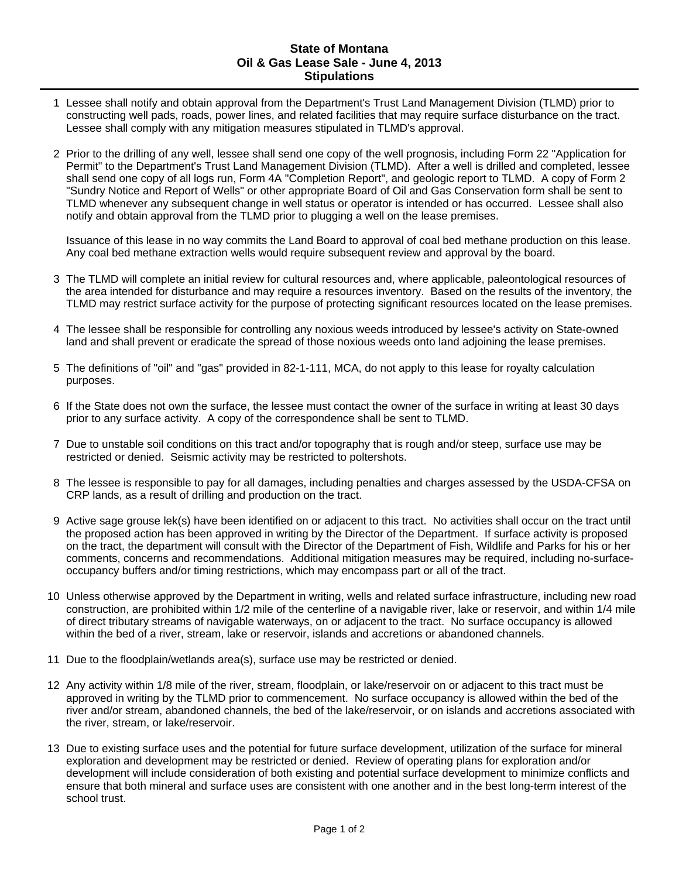# State of Montana
## Oil & Gas Lease Sale - June 4, 2013
## Stipulations

1. Lessee shall notify and obtain approval from the Department's Trust Land Management Division (TLMD) prior to constructing well pads, roads, power lines, and related facilities that may require surface disturbance on the tract. Lessee shall comply with any mitigation measures stipulated in TLMD's approval.

2. Prior to the drilling of any well, lessee shall send one copy of the well prognosis, including Form 22 "Application for Permit" to the Department's Trust Land Management Division (TLMD). After a well is drilled and completed, lessee shall send one copy of all logs run, Form 4A "Completion Report", and geologic report to TLMD. A copy of Form 2 "Sundry Notice and Report of Wells" or other appropriate Board of Oil and Gas Conservation form shall be sent to TLMD whenever any subsequent change in well status or operator is intended or has occurred. Lessee shall also notify and obtain approval from the TLMD prior to plugging a well on the lease premises.

   Issuance of this lease in no way commits the Land Board to approval of coal bed methane production on this lease. Any coal bed methane extraction wells would require subsequent review and approval by the board.

3. The TLMD will complete an initial review for cultural resources and, where applicable, paleontological resources of the area intended for disturbance and may require a resources inventory. Based on the results of the inventory, the TLMD may restrict surface activity for the purpose of protecting significant resources located on the lease premises.

4. The lessee shall be responsible for controlling any noxious weeds introduced by lessee's activity on State-owned land and shall prevent or eradicate the spread of those noxious weeds onto land adjoining the lease premises.

5. The definitions of "oil" and "gas" provided in 82-1-111, MCA, do not apply to this lease for royalty calculation purposes.

6. If the State does not own the surface, the lessee must contact the owner of the surface in writing at least 30 days prior to any surface activity. A copy of the correspondence shall be sent to TLMD.

7. Due to unstable soil conditions on this tract and/or topography that is rough and/or steep, surface use may be restricted or denied. Seismic activity may be restricted to poltershots.

8. The lessee is responsible to pay for all damages, including penalties and charges assessed by the USDA-CFSA on CRP lands, as a result of drilling and production on the tract.

9. Active sage grouse lek(s) have been identified on or adjacent to this tract. No activities shall occur on the tract until the proposed action has been approved in writing by the Director of the Department. If surface activity is proposed on the tract, the department will consult with the Director of the Department of Fish, Wildlife and Parks for his or her comments, concerns and recommendations. Additional mitigation measures may be required, including no-surface-occupancy buffers and/or timing restrictions, which may encompass part or all of the tract.

10. Unless otherwise approved by the Department in writing, wells and related surface infrastructure, including new road construction, are prohibited within 1/2 mile of the centerline of a navigable river, lake or reservoir, and within 1/4 mile of direct tributary streams of navigable waterways, on or adjacent to the tract. No surface occupancy is allowed within the bed of a river, stream, lake or reservoir, islands and accretions or abandoned channels.

11. Due to the floodplain/wetlands area(s), surface use may be restricted or denied.

12. Any activity within 1/8 mile of the river, stream, floodplain, or lake/reservoir on or adjacent to this tract must be approved in writing by the TLMD prior to commencement. No surface occupancy is allowed within the bed of the river and/or stream, abandoned channels, the bed of the lake/reservoir, or on islands and accretions associated with the river, stream, or lake/reservoir.

13. Due to existing surface uses and the potential for future surface development, utilization of the surface for mineral exploration and development may be restricted or denied. Review of operating plans for exploration and/or development will include consideration of both existing and potential surface development to minimize conflicts and ensure that both mineral and surface uses are consistent with one another and in the best long-term interest of the school trust.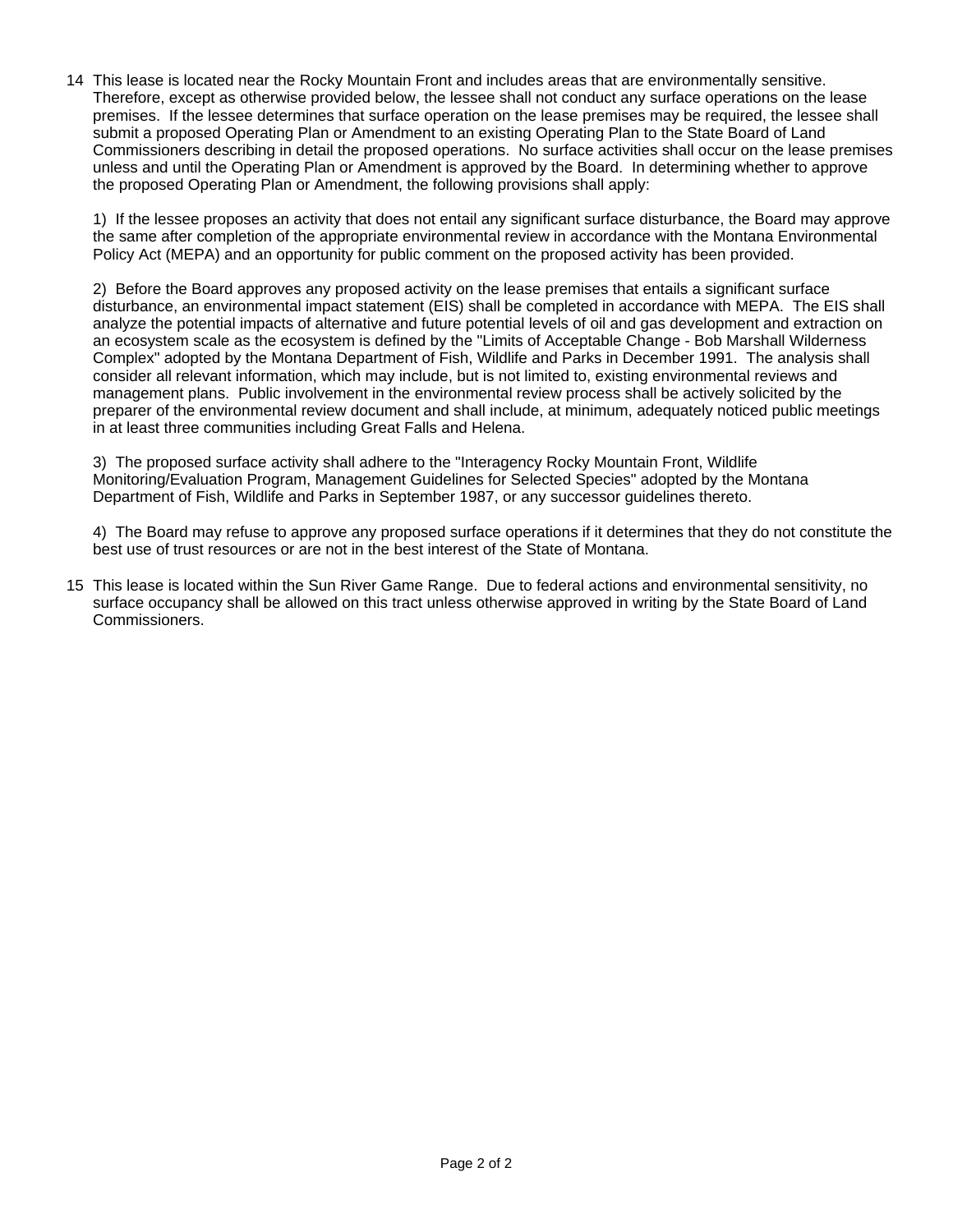14 This lease is located near the Rocky Mountain Front and includes areas that are environmentally sensitive. Therefore, except as otherwise provided below, the lessee shall not conduct any surface operations on the lease premises. If the lessee determines that surface operation on the lease premises may be required, the lessee shall submit a proposed Operating Plan or Amendment to an existing Operating Plan to the State Board of Land Commissioners describing in detail the proposed operations. No surface activities shall occur on the lease premises unless and until the Operating Plan or Amendment is approved by the Board. In determining whether to approve the proposed Operating Plan or Amendment, the following provisions shall apply:

1) If the lessee proposes an activity that does not entail any significant surface disturbance, the Board may approve the same after completion of the appropriate environmental review in accordance with the Montana Environmental Policy Act (MEPA) and an opportunity for public comment on the proposed activity has been provided.

2) Before the Board approves any proposed activity on the lease premises that entails a significant surface disturbance, an environmental impact statement (EIS) shall be completed in accordance with MEPA. The EIS shall analyze the potential impacts of alternative and future potential levels of oil and gas development and extraction on an ecosystem scale as the ecosystem is defined by the "Limits of Acceptable Change - Bob Marshall Wilderness Complex" adopted by the Montana Department of Fish, Wildlife and Parks in December 1991. The analysis shall consider all relevant information, which may include, but is not limited to, existing environmental reviews and management plans. Public involvement in the environmental review process shall be actively solicited by the preparer of the environmental review document and shall include, at minimum, adequately noticed public meetings in at least three communities including Great Falls and Helena.

3) The proposed surface activity shall adhere to the "Interagency Rocky Mountain Front, Wildlife Monitoring/Evaluation Program, Management Guidelines for Selected Species" adopted by the Montana Department of Fish, Wildlife and Parks in September 1987, or any successor guidelines thereto.

4) The Board may refuse to approve any proposed surface operations if it determines that they do not constitute the best use of trust resources or are not in the best interest of the State of Montana.

15 This lease is located within the Sun River Game Range. Due to federal actions and environmental sensitivity, no surface occupancy shall be allowed on this tract unless otherwise approved in writing by the State Board of Land Commissioners.